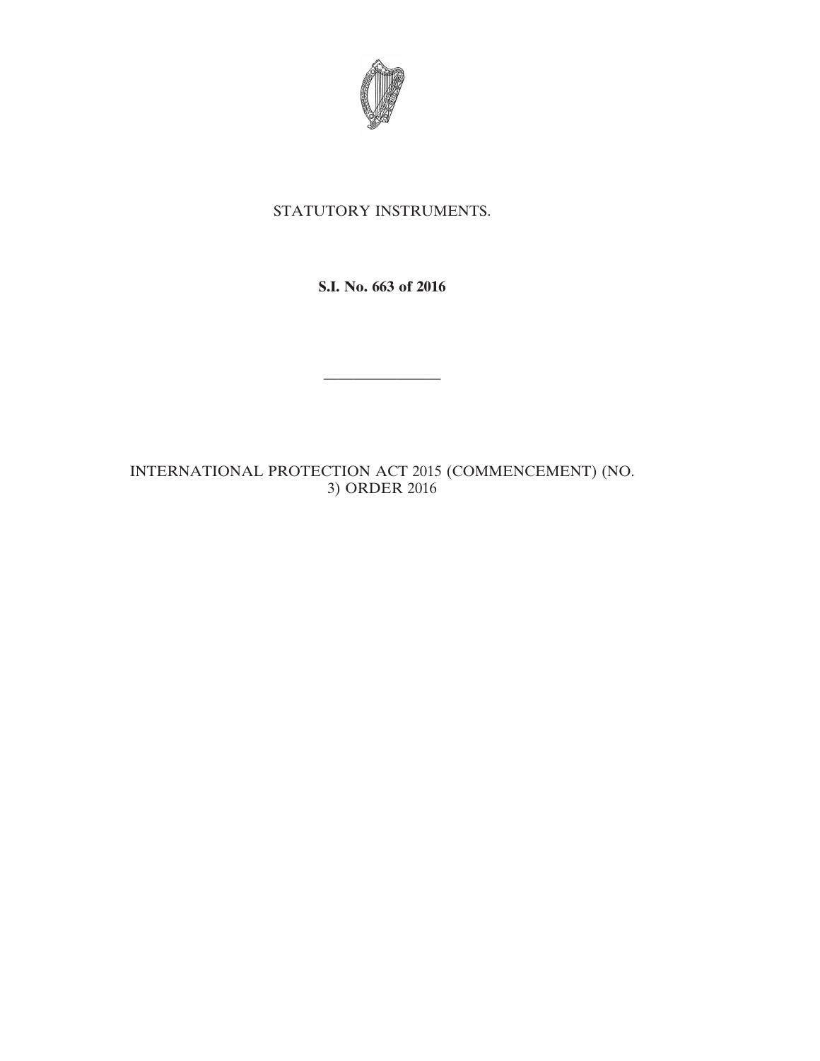STATUTORY INSTRUMENTS.

**S.I. No. 663 of 2016**

---

INTERNATIONAL PROTECTION ACT 2015 (COMMENCEMENT) (NO. 3) ORDER 2016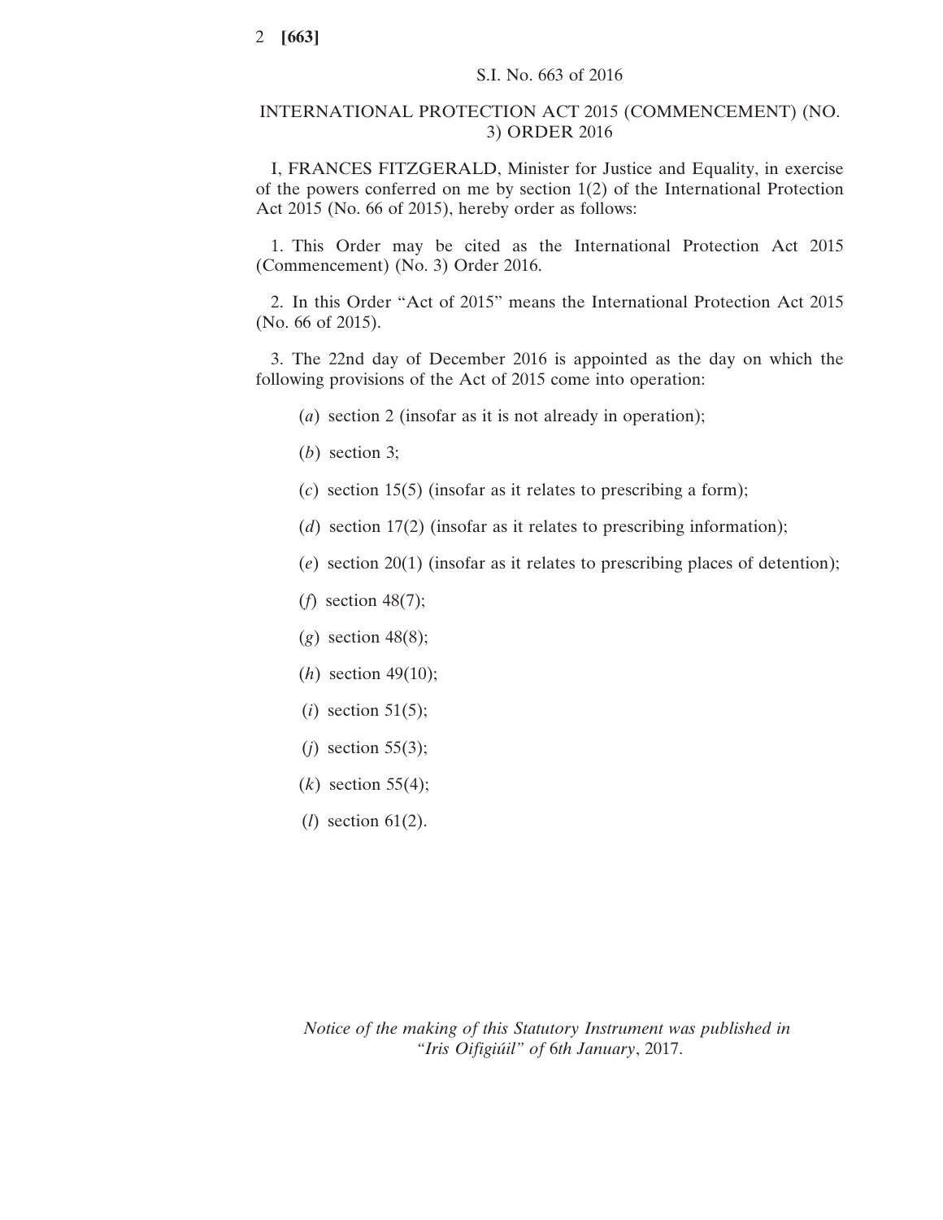S.I. No. 663 of 2016

# INTERNATIONAL PROTECTION ACT 2015 (COMMENCEMENT) (NO. 3) ORDER 2016

I, FRANCES FITZGERALD, Minister for Justice and Equality, in exercise of the powers conferred on me by section 1(2) of the International Protection Act 2015 (No. 66 of 2015), hereby order as follows:

1. This Order may be cited as the International Protection Act 2015 (Commencement) (No. 3) Order 2016.

2. In this Order "Act of 2015" means the International Protection Act 2015 (No. 66 of 2015).

3. The 22nd day of December 2016 is appointed as the day on which the following provisions of the Act of 2015 come into operation:

(*a*) section 2 (insofar as it is not already in operation);

(*b*) section 3;

(*c*) section 15(5) (insofar as it relates to prescribing a form);

(*d*) section 17(2) (insofar as it relates to prescribing information);

(*e*) section 20(1) (insofar as it relates to prescribing places of detention);

(*f*) section 48(7);

(*g*) section 48(8);

(*h*) section 49(10);

(*i*) section 51(5);

(*j*) section 55(3);

(*k*) section 55(4);

(*l*) section 61(2).

*Notice of the making of this Statutory Instrument was published in "Iris Oifigiúil" of* 6*th January*, 2017.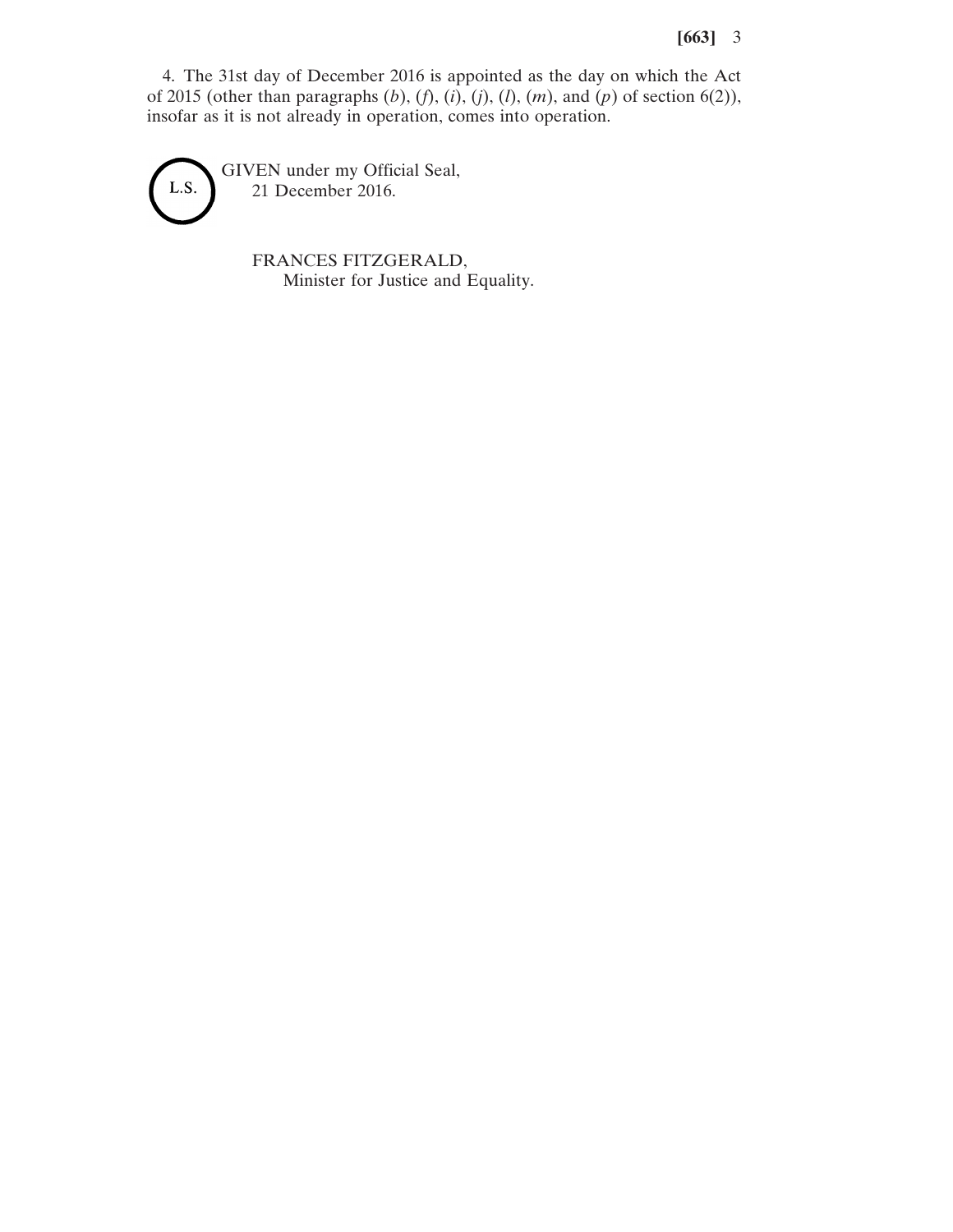4. The 31st day of December 2016 is appointed as the day on which the Act of 2015 (other than paragraphs (*b*), (*f*), (*i*), (*j*), (*l*), (*m*), and (*p*) of section 6(2)), insofar as it is not already in operation, comes into operation.

L.S.

GIVEN under my Official Seal,
21 December 2016.

FRANCES FITZGERALD,
Minister for Justice and Equality.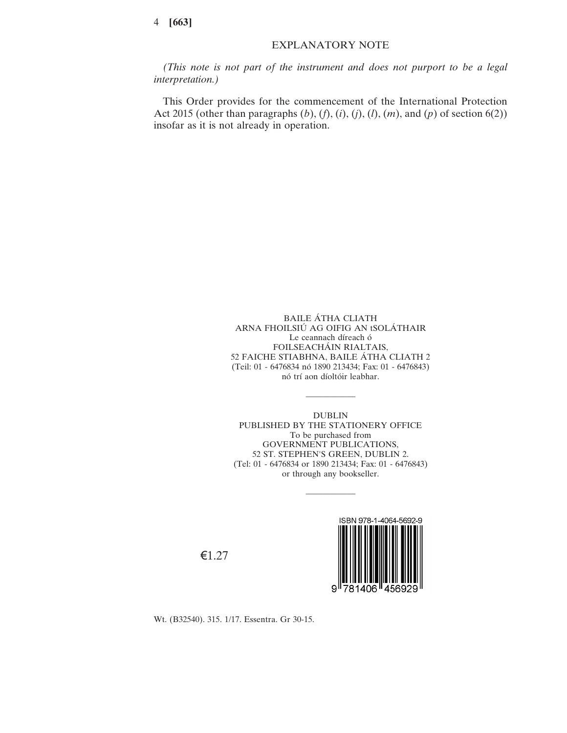## EXPLANATORY NOTE

*(This note is not part of the instrument and does not purport to be a legal interpretation.)*

This Order provides for the commencement of the International Protection Act 2015 (other than paragraphs (*b*), (*f*), (*i*), (*j*), (*l*), (*m*), and (*p*) of section 6(2)) insofar as it is not already in operation.

BAILE ÁTHA CLIATH
ARNA FHOILSIÚ AG OIFIG AN tSOLÁTHAIR
Le ceannach díreach ó
FOILSEACHÁIN RIALTAIS,
52 FAICHE STIABHNA, BAILE ÁTHA CLIATH 2
(Teil: 01 - 6476834 nó 1890 213434; Fax: 01 - 6476843)
nó trí aon díoltóir leabhar.

---

DUBLIN
PUBLISHED BY THE STATIONERY OFFICE
To be purchased from
GOVERNMENT PUBLICATIONS,
52 ST. STEPHEN'S GREEN, DUBLIN 2.
(Tel: 01 - 6476834 or 1890 213434; Fax: 01 - 6476843)
or through any bookseller.

---

€1.27

ISBN 978-1-4064-5692-9

9 781406 456929

Wt. (B32540). 315. 1/17. Essentra. Gr 30-15.